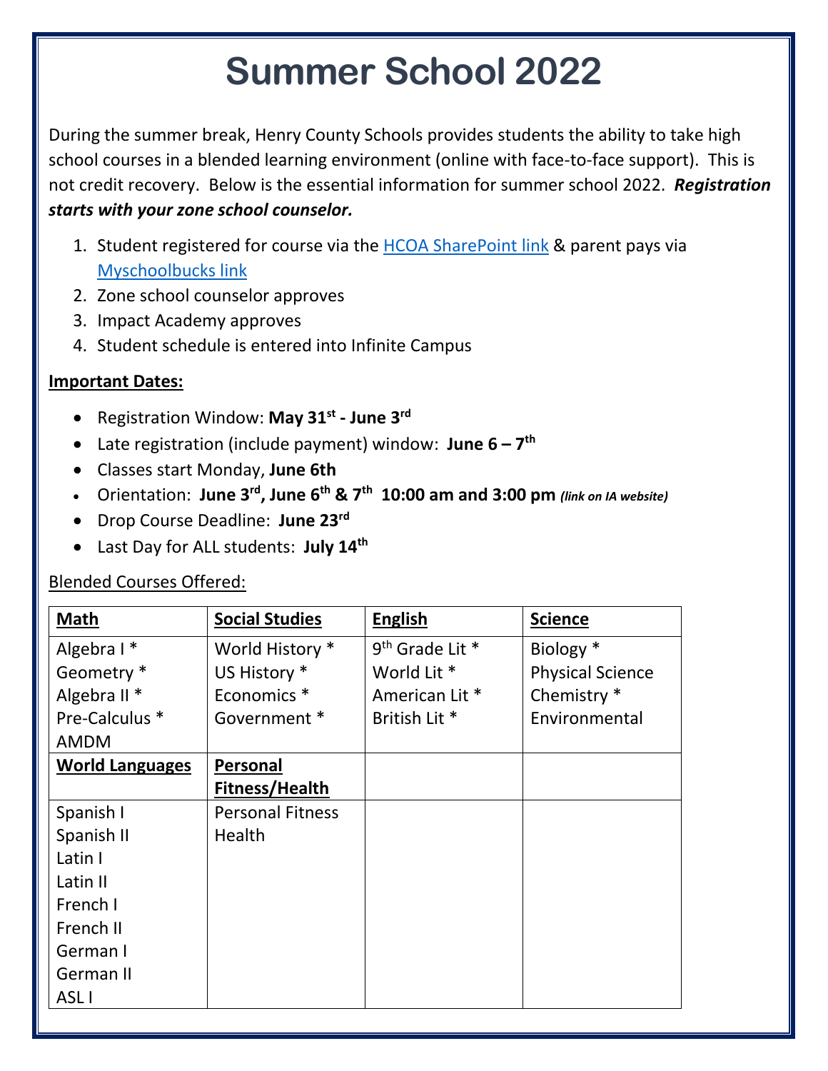# Summer School 2022

During the summer break, Henry County Schools provides students the ability to take high school courses in a blended learning environment (online with face-to-face support). This is not credit recovery. Below is the essential information for summer school 2022. ***Registration starts with your zone school counselor.***

1. Student registered for course via the HCOA SharePoint link & parent pays via Myschoolbucks link
2. Zone school counselor approves
3. Impact Academy approves
4. Student schedule is entered into Infinite Campus

**Important Dates:**

- Registration Window: **May 31st - June 3rd**
- Late registration (include payment) window: **June 6 – 7th**
- Classes start Monday, **June 6th**
- Orientation: **June 3rd, June 6th & 7th 10:00 am and 3:00 pm** ***(link on IA website)***
- Drop Course Deadline: **June 23rd**
- Last Day for ALL students: **July 14th**

Blended Courses Offered:

| **Math** | **Social Studies** | **English** | **Science** |
|---|---|---|---|
| Algebra I *<br>Geometry *<br>Algebra II *<br>Pre-Calculus *<br>AMDM | World History *<br>US History *<br>Economics *<br>Government * | 9th Grade Lit *<br>World Lit *<br>American Lit *<br>British Lit * | Biology *<br>Physical Science<br>Chemistry *<br>Environmental |
| **World Languages** | **Personal Fitness/Health** | | |
| Spanish I<br>Spanish II<br>Latin I<br>Latin II<br>French I<br>French II<br>German I<br>German II<br>ASL I | Personal Fitness<br>Health | | |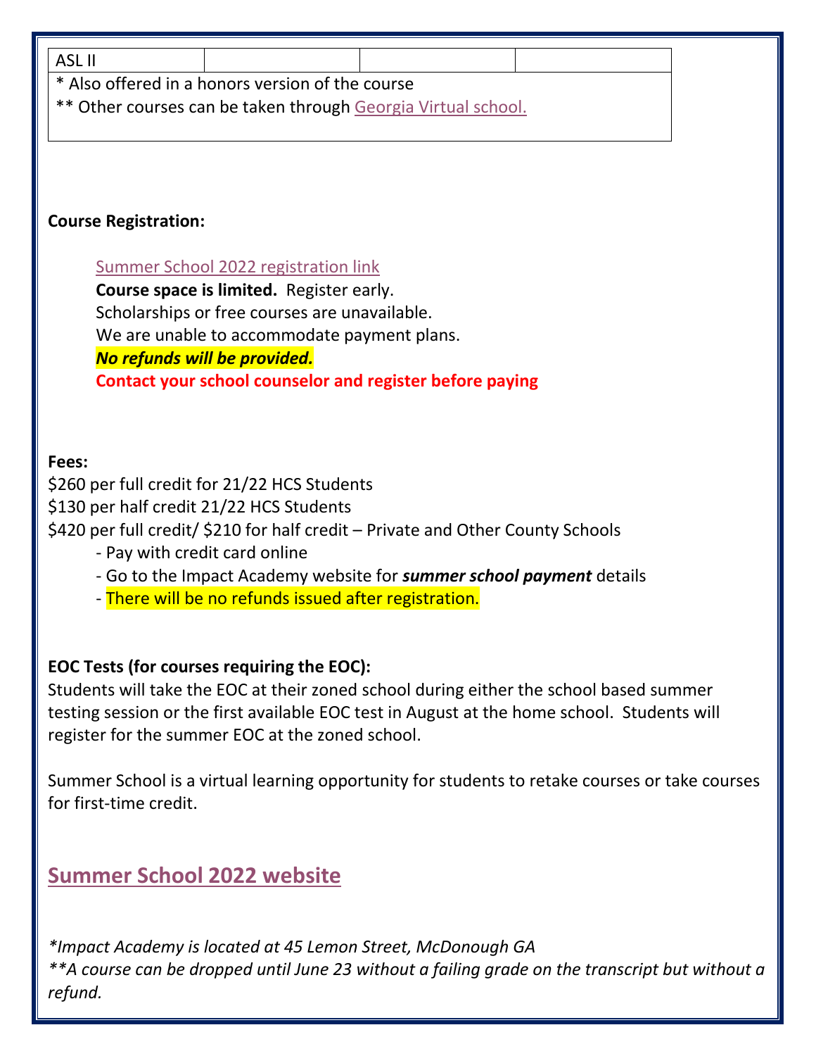| | | | |
|---|---|---|---|
| ASL II | | | |
| * Also offered in a honors version of the course<br>** Other courses can be taken through Georgia Virtual school. | | | |

**Course Registration:**

Summer School 2022 registration link
**Course space is limited.** Register early.
Scholarships or free courses are unavailable.
We are unable to accommodate payment plans.
***No refunds will be provided.***
**Contact your school counselor and register before paying**

**Fees:**
$260 per full credit for 21/22 HCS Students
$130 per half credit 21/22 HCS Students
$420 per full credit/ $210 for half credit – Private and Other County Schools

- Pay with credit card online
- Go to the Impact Academy website for ***summer school payment*** details
- There will be no refunds issued after registration.

**EOC Tests (for courses requiring the EOC):**
Students will take the EOC at their zoned school during either the school based summer testing session or the first available EOC test in August at the home school. Students will register for the summer EOC at the zoned school.

Summer School is a virtual learning opportunity for students to retake courses or take courses for first-time credit.

## Summer School 2022 website

*\*Impact Academy is located at 45 Lemon Street, McDonough GA*
*\*\*A course can be dropped until June 23 without a failing grade on the transcript but without a refund.*